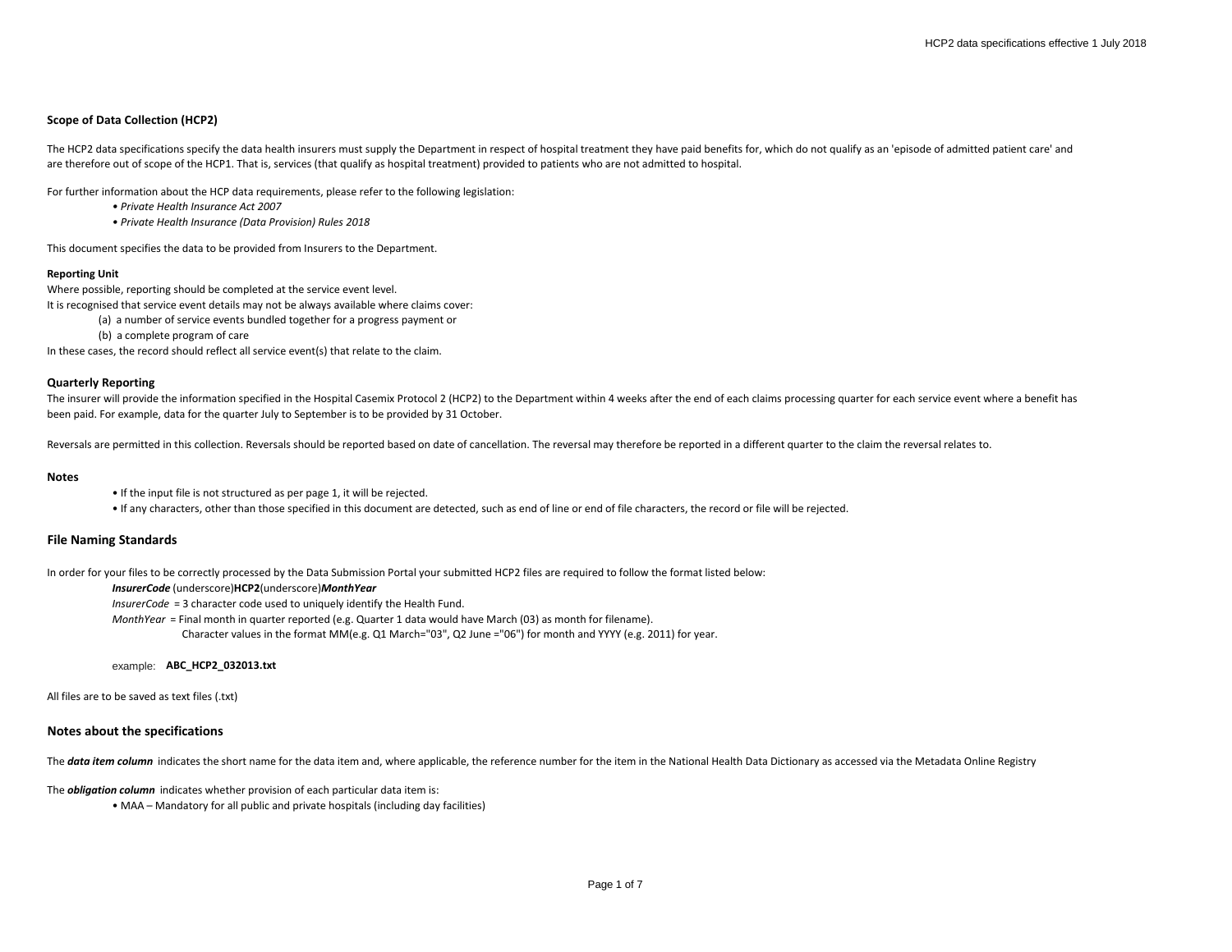### Scope of Data Collection (HCP2)

The HCP2 data specifications specify the data health insurers must supply the Department in respect of hospital treatment they have paid benefits for, which do not qualify as an 'episode of admitted patient care' and are therefore out of scope of the HCP1. That is, services (that qualify as hospital treatment) provided to patients who are not admitted to hospital.

For further information about the HCP data requirements, please refer to the following legislation:

- *Private Health Insurance Act 2007*
- *Private Health Insurance (Data Provision) Rules 2018*

This document specifies the data to be provided from Insurers to the Department.

#### Reporting Unit

Where possible, reporting should be completed at the service event level.
It is recognised that service event details may not be always available where claims cover:

(a) a number of service events bundled together for a progress payment or
(b) a complete program of care

In these cases, the record should reflect all service event(s) that relate to the claim.

#### Quarterly Reporting

The insurer will provide the information specified in the Hospital Casemix Protocol 2 (HCP2) to the Department within 4 weeks after the end of each claims processing quarter for each service event where a benefit has been paid. For example, data for the quarter July to September is to be provided by 31 October.

Reversals are permitted in this collection. Reversals should be reported based on date of cancellation. The reversal may therefore be reported in a different quarter to the claim the reversal relates to.

#### Notes

- If the input file is not structured as per page 1, it will be rejected.
- If any characters, other than those specified in this document are detected, such as end of line or end of file characters, the record or file will be rejected.

### File Naming Standards

In order for your files to be correctly processed by the Data Submission Portal your submitted HCP2 files are required to follow the format listed below:

***InsurerCode*** (underscore)**HCP2**(underscore)***MonthYear***

*InsurerCode* = 3 character code used to uniquely identify the Health Fund.

*MonthYear* = Final month in quarter reported (e.g. Quarter 1 data would have March (03) as month for filename).
Character values in the format MM(e.g. Q1 March="03", Q2 June ="06") for month and YYYY (e.g. 2011) for year.

example: **ABC_HCP2_032013.txt**

All files are to be saved as text files (.txt)

### Notes about the specifications

The ***data item column*** indicates the short name for the data item and, where applicable, the reference number for the item in the National Health Data Dictionary as accessed via the Metadata Online Registry

The ***obligation column*** indicates whether provision of each particular data item is:

- MAA – Mandatory for all public and private hospitals (including day facilities)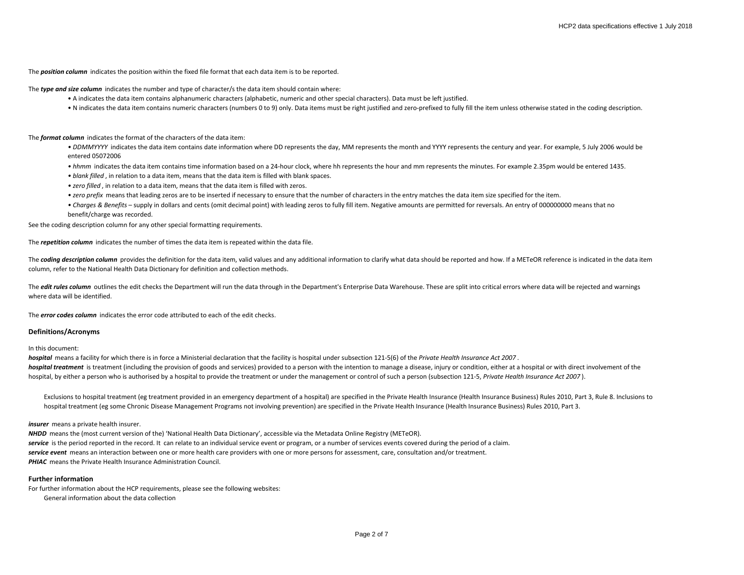The ***position column*** indicates the position within the fixed file format that each data item is to be reported.

The ***type and size column*** indicates the number and type of character/s the data item should contain where:

- A indicates the data item contains alphanumeric characters (alphabetic, numeric and other special characters). Data must be left justified.
- N indicates the data item contains numeric characters (numbers 0 to 9) only. Data items must be right justified and zero-prefixed to fully fill the item unless otherwise stated in the coding description.

The ***format column*** indicates the format of the characters of the data item:

- *DDMMYYYY* indicates the data item contains date information where DD represents the day, MM represents the month and YYYY represents the century and year. For example, 5 July 2006 would be entered 05072006
- *hhmm* indicates the data item contains time information based on a 24-hour clock, where hh represents the hour and mm represents the minutes. For example 2.35pm would be entered 1435.
- *blank filled*, in relation to a data item, means that the data item is filled with blank spaces.
- *zero filled*, in relation to a data item, means that the data item is filled with zeros.
- *zero prefix* means that leading zeros are to be inserted if necessary to ensure that the number of characters in the entry matches the data item size specified for the item.
- *Charges & Benefits* – supply in dollars and cents (omit decimal point) with leading zeros to fully fill item. Negative amounts are permitted for reversals. An entry of 000000000 means that no benefit/charge was recorded.

See the coding description column for any other special formatting requirements.

The ***repetition column*** indicates the number of times the data item is repeated within the data file.

The ***coding description column*** provides the definition for the data item, valid values and any additional information to clarify what data should be reported and how. If a METeOR reference is indicated in the data item column, refer to the National Health Data Dictionary for definition and collection methods.

The ***edit rules column*** outlines the edit checks the Department will run the data through in the Department's Enterprise Data Warehouse. These are split into critical errors where data will be rejected and warnings where data will be identified.

The ***error codes column*** indicates the error code attributed to each of the edit checks.

### Definitions/Acronyms

In this document:

***hospital*** means a facility for which there is in force a Ministerial declaration that the facility is hospital under subsection 121-5(6) of the *Private Health Insurance Act 2007*.

***hospital treatment*** is treatment (including the provision of goods and services) provided to a person with the intention to manage a disease, injury or condition, either at a hospital or with direct involvement of the hospital, by either a person who is authorised by a hospital to provide the treatment or under the management or control of such a person (subsection 121-5, *Private Health Insurance Act 2007*).

Exclusions to hospital treatment (eg treatment provided in an emergency department of a hospital) are specified in the Private Health Insurance (Health Insurance Business) Rules 2010, Part 3, Rule 8. Inclusions to hospital treatment (eg some Chronic Disease Management Programs not involving prevention) are specified in the Private Health Insurance (Health Insurance Business) Rules 2010, Part 3.

***insurer*** means a private health insurer.

***NHDD*** means the (most current version of the) 'National Health Data Dictionary', accessible via the Metadata Online Registry (METeOR).

***service*** is the period reported in the record. It can relate to an individual service event or program, or a number of services events covered during the period of a claim.

***service event*** means an interaction between one or more health care providers with one or more persons for assessment, care, consultation and/or treatment.

***PHIAC*** means the Private Health Insurance Administration Council.

### Further information

For further information about the HCP requirements, please see the following websites:

General information about the data collection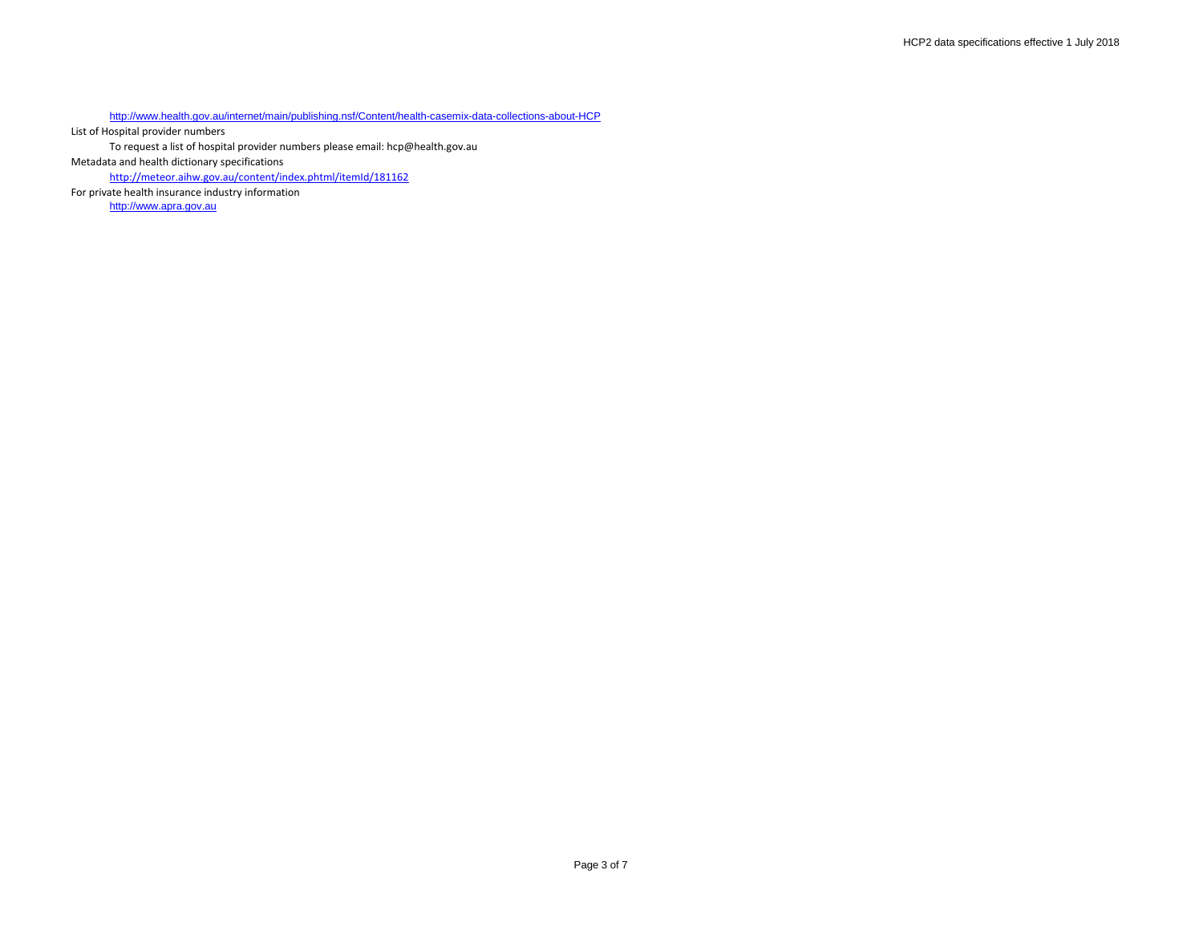http://www.health.gov.au/internet/main/publishing.nsf/Content/health-casemix-data-collections-about-HCP

List of Hospital provider numbers

To request a list of hospital provider numbers please email: hcp@health.gov.au

Metadata and health dictionary specifications

http://meteor.aihw.gov.au/content/index.phtml/itemId/181162

For private health insurance industry information

http://www.apra.gov.au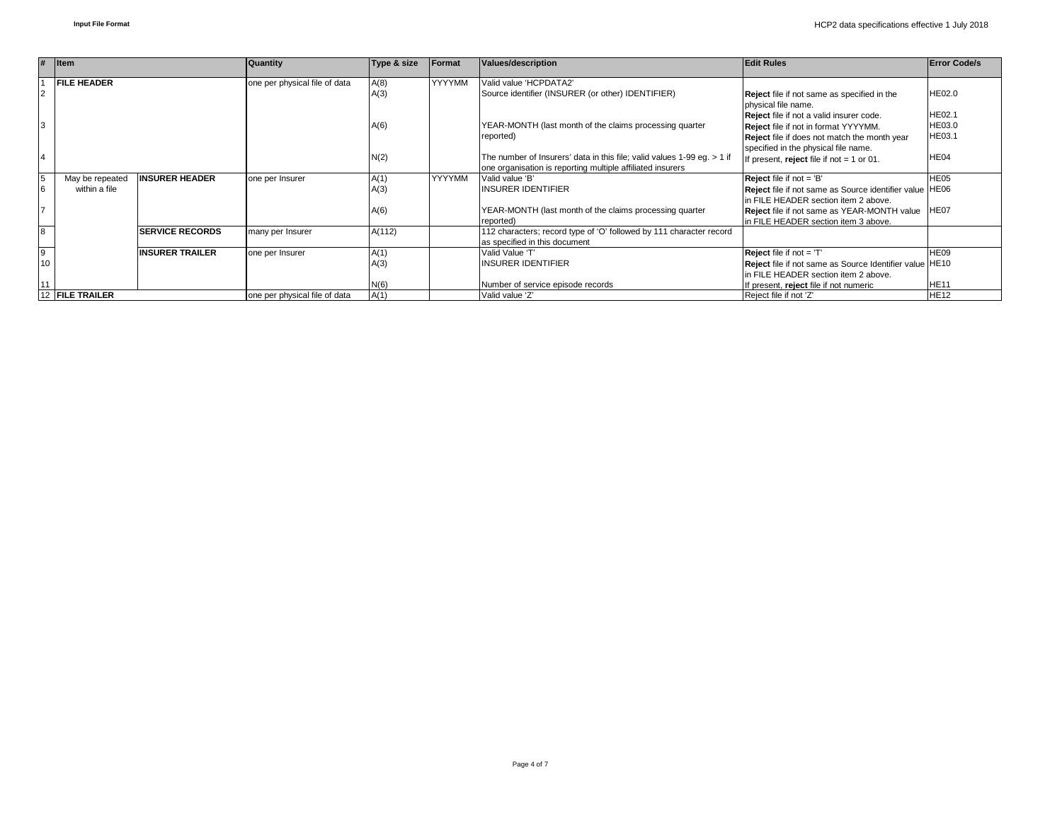**Input File Format**

| # | Item | | Quantity | Type & size | Format | Values/description | Edit Rules | Error Code/s |
|---|---|---|---|---|---|---|---|---|
| 1 | **FILE HEADER** | | one per physical file of data | A(8) | YYYYMM | Valid value 'HCPDATA2' | | |
| 2 | | | | A(3) | | Source identifier (INSURER (or other) IDENTIFIER) | **Reject** file if not same as specified in the physical file name. | HE02.0 |
| | | | | | | | **Reject** file if not a valid insurer code. | HE02.1 |
| 3 | | | | A(6) | | YEAR-MONTH (last month of the claims processing quarter reported) | **Reject** file if not in format YYYYMM. | HE03.0 |
| | | | | | | | **Reject** file if does not match the month year specified in the physical file name. | HE03.1 |
| 4 | | | | N(2) | | The number of Insurers' data in this file; valid values 1-99 eg. > 1 if one organisation is reporting multiple affiliated insurers | If present, **reject** file if not = 1 or 01. | HE04 |
| 5 | May be repeated within a file | **INSURER HEADER** | one per Insurer | A(1) | YYYYMM | Valid value 'B' | **Reject** file if not = 'B' | HE05 |
| 6 | | | | A(3) | | INSURER IDENTIFIER | **Reject** file if not same as Source identifier value in FILE HEADER section item 2 above. | HE06 |
| 7 | | | | A(6) | | YEAR-MONTH (last month of the claims processing quarter reported) | **Reject** file if not same as YEAR-MONTH value in FILE HEADER section item 3 above. | HE07 |
| 8 | | **SERVICE RECORDS** | many per Insurer | A(112) | | 112 characters; record type of 'O' followed by 111 character record as specified in this document | | |
| 9 | | **INSURER TRAILER** | one per Insurer | A(1) | | Valid Value 'T' | **Reject** file if not = 'T' | HE09 |
| 10 | | | | A(3) | | INSURER IDENTIFIER | **Reject** file if not same as Source Identifier value in FILE HEADER section item 2 above. | HE10 |
| 11 | | | | N(6) | | Number of service episode records | If present, **reject** file if not numeric | HE11 |
| 12 | **FILE TRAILER** | | one per physical file of data | A(1) | | Valid value 'Z' | Reject file if not 'Z' | HE12 |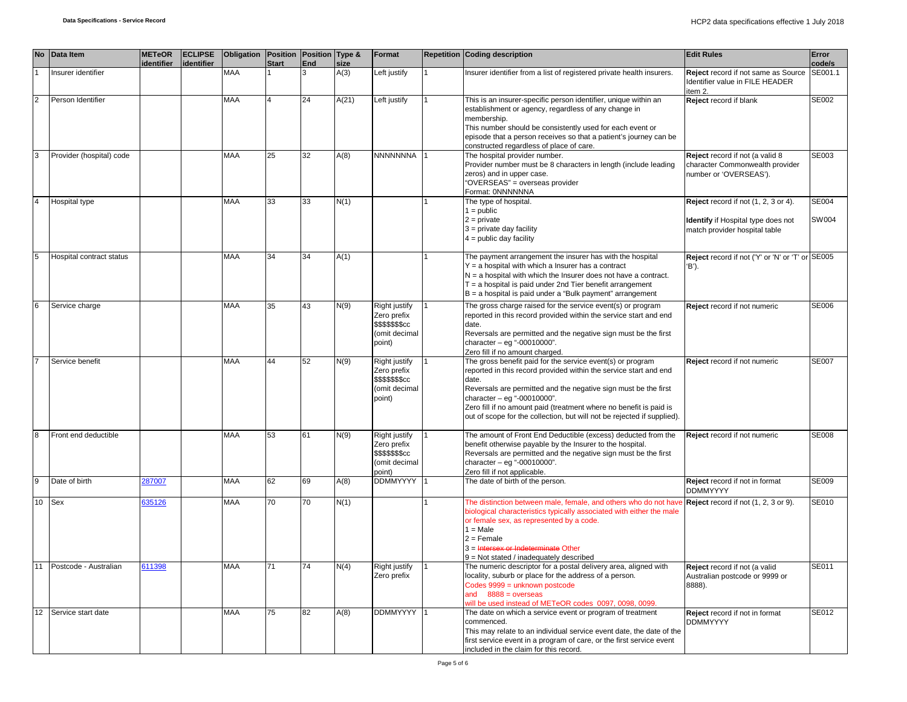| No | Data Item | METeOR identifier | ECLIPSE identifier | Obligation | Position Start | Position End | Type & size | Format | Repetition | Coding description | Edit Rules | Error code/s |
|---|---|---|---|---|---|---|---|---|---|---|---|---|
| 1 | Insurer identifier | | | MAA | 1 | 3 | A(3) | Left justify | 1 | Insurer identifier from a list of registered private health insurers. | **Reject** record if not same as Source Identifier value in FILE HEADER item 2. | SE001.1 |
| 2 | Person Identifier | | | MAA | 4 | 24 | A(21) | Left justify | 1 | This is an insurer-specific person identifier, unique within an establishment or agency, regardless of any change in membership.<br>This number should be consistently used for each event or episode that a person receives so that a patient's journey can be constructed regardless of place of care. | **Reject** record if blank | SE002 |
| 3 | Provider (hospital) code | | | MAA | 25 | 32 | A(8) | NNNNNNNA | 1 | The hospital provider number.<br>Provider number must be 8 characters in length (include leading zeros) and in upper case.<br>"OVERSEAS" = overseas provider<br>Format: 0NNNNNNA | **Reject** record if not (a valid 8 character Commonwealth provider number or 'OVERSEAS'). | SE003 |
| 4 | Hospital type | | | MAA | 33 | 33 | N(1) | | 1 | The type of hospital.<br>1 = public<br>2 = private<br>3 = private day facility<br>4 = public day facility | **Reject** record if not (1, 2, 3 or 4).<br><br>**Identify** if Hospital type does not match provider hospital table | SE004<br><br>SW004 |
| 5 | Hospital contract status | | | MAA | 34 | 34 | A(1) | | 1 | The payment arrangement the insurer has with the hospital<br>Y = a hospital with which a Insurer has a contract<br>N = a hospital with which the Insurer does not have a contract.<br>T = a hospital is paid under 2nd Tier benefit arrangement<br>B = a hospital is paid under a "Bulk payment" arrangement | **Reject** record if not ('Y' or 'N' or 'T' or 'B'). | SE005 |
| 6 | Service charge | | | MAA | 35 | 43 | N(9) | Right justify<br>Zero prefix<br>$$$$$$$cc<br>(omit decimal point) | 1 | The gross charge raised for the service event(s) or program reported in this record provided within the service start and end date.<br>Reversals are permitted and the negative sign must be the first character – eg "-00010000".<br>Zero fill if no amount charged. | **Reject** record if not numeric | SE006 |
| 7 | Service benefit | | | MAA | 44 | 52 | N(9) | Right justify<br>Zero prefix<br>$$$$$$$cc<br>(omit decimal point) | 1 | The gross benefit paid for the service event(s) or program reported in this record provided within the service start and end date.<br>Reversals are permitted and the negative sign must be the first character – eg "-00010000".<br>Zero fill if no amount paid (treatment where no benefit is paid is out of scope for the collection, but will not be rejected if supplied). | **Reject** record if not numeric | SE007 |
| 8 | Front end deductible | | | MAA | 53 | 61 | N(9) | Right justify<br>Zero prefix<br>$$$$$$$cc<br>(omit decimal point) | 1 | The amount of Front End Deductible (excess) deducted from the benefit otherwise payable by the Insurer to the hospital.<br>Reversals are permitted and the negative sign must be the first character – eg "-00010000".<br>Zero fill if not applicable. | **Reject** record if not numeric | SE008 |
| 9 | Date of birth | 287007 | | MAA | 62 | 69 | A(8) | DDMMYYYY | 1 | The date of birth of the person. | **Reject** record if not in format DDMMYYYY | SE009 |
| 10 | Sex | 635126 | | MAA | 70 | 70 | N(1) | | 1 | The distinction between male, female, and others who do not have biological characteristics typically associated with either the male or female sex, as represented by a code.<br>1 = Male<br>2 = Female<br>3 = ~~Intersex or Indeterminate~~ Other<br>9 = Not stated / inadequately described | **Reject** record if not (1, 2, 3 or 9). | SE010 |
| 11 | Postcode - Australian | 611398 | | MAA | 71 | 74 | N(4) | Right justify<br>Zero prefix | 1 | The numeric descriptor for a postal delivery area, aligned with locality, suburb or place for the address of a person.<br>Codes 9999 = unknown postcode<br>and 8888 = overseas<br>will be used instead of METeOR codes 0097, 0098, 0099. | **Reject** record if not (a valid Australian postcode or 9999 or 8888). | SE011 |
| 12 | Service start date | | | MAA | 75 | 82 | A(8) | DDMMYYYY | 1 | The date on which a service event or program of treatment commenced.<br>This may relate to an individual service event date, the date of the first service event in a program of care, or the first service event included in the claim for this record. | **Reject** record if not in format DDMMYYYY | SE012 |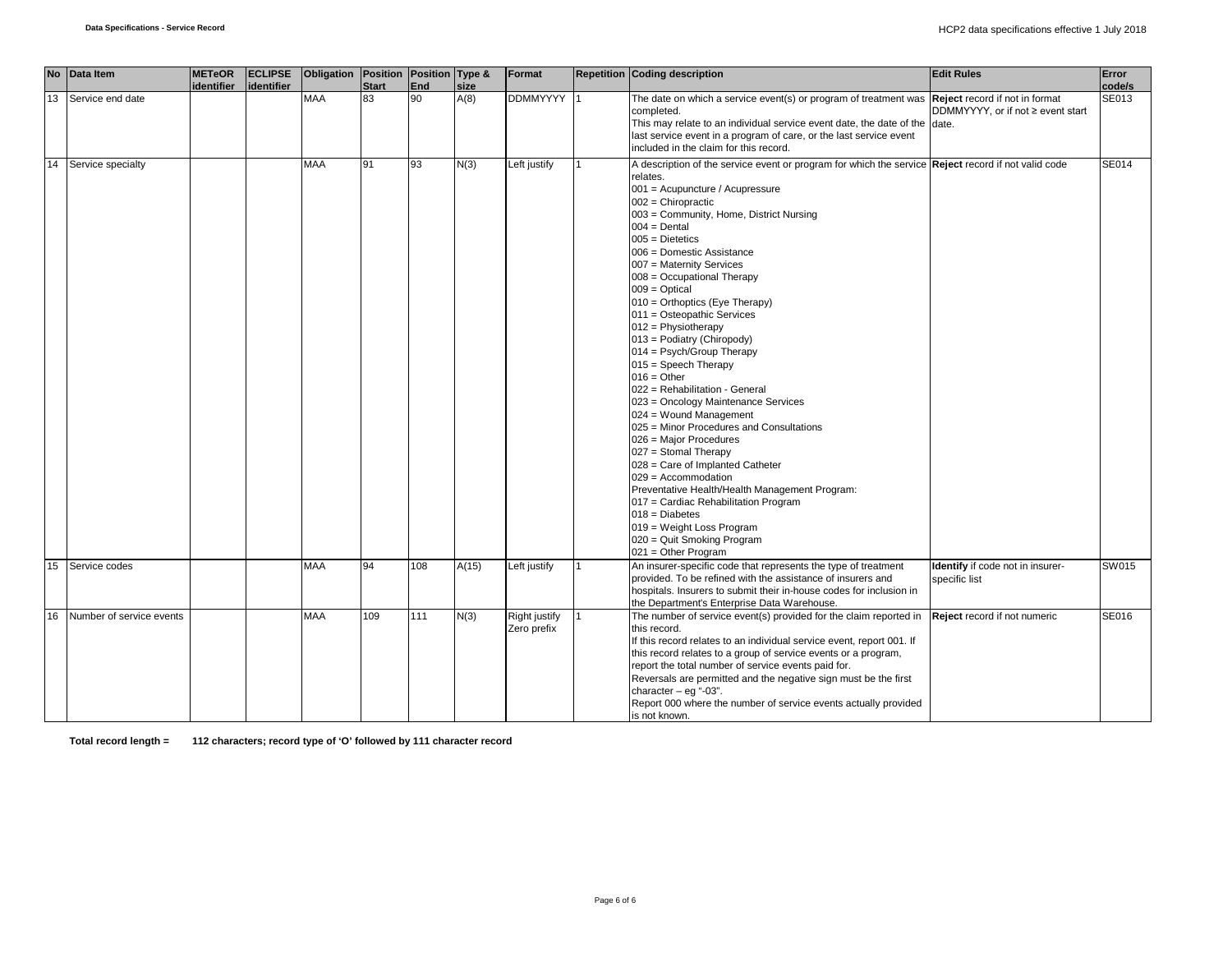| No | Data Item | METeOR identifier | ECLIPSE identifier | Obligation | Position Start | Position End | Type & size | Format | Repetition | Coding description | Edit Rules | Error code/s |
|---|---|---|---|---|---|---|---|---|---|---|---|---|
| 13 | Service end date | | | MAA | 83 | 90 | A(8) | DDMMYYYY | 1 | The date on which a service event(s) or program of treatment was completed.<br>This may relate to an individual service event date, the date of the last service event in a program of care, or the last service event included in the claim for this record. | **Reject** record if not in format DDMMYYYY, or if not ≥ event start date. | SE013 |
| 14 | Service specialty | | | MAA | 91 | 93 | N(3) | Left justify | 1 | A description of the service event or program for which the service relates.<br>001 = Acupuncture / Acupressure<br>002 = Chiropractic<br>003 = Community, Home, District Nursing<br>004 = Dental<br>005 = Dietetics<br>006 = Domestic Assistance<br>007 = Maternity Services<br>008 = Occupational Therapy<br>009 = Optical<br>010 = Orthoptics (Eye Therapy)<br>011 = Osteopathic Services<br>012 = Physiotherapy<br>013 = Podiatry (Chiropody)<br>014 = Psych/Group Therapy<br>015 = Speech Therapy<br>016 = Other<br>022 = Rehabilitation - General<br>023 = Oncology Maintenance Services<br>024 = Wound Management<br>025 = Minor Procedures and Consultations<br>026 = Major Procedures<br>027 = Stomal Therapy<br>028 = Care of Implanted Catheter<br>029 = Accommodation<br>Preventative Health/Health Management Program:<br>017 = Cardiac Rehabilitation Program<br>018 = Diabetes<br>019 = Weight Loss Program<br>020 = Quit Smoking Program<br>021 = Other Program | **Reject** record if not valid code | SE014 |
| 15 | Service codes | | | MAA | 94 | 108 | A(15) | Left justify | 1 | An insurer-specific code that represents the type of treatment provided. To be refined with the assistance of insurers and hospitals. Insurers to submit their in-house codes for inclusion in the Department's Enterprise Data Warehouse. | **Identify** if code not in insurer-specific list | SW015 |
| 16 | Number of service events | | | MAA | 109 | 111 | N(3) | Right justify Zero prefix | 1 | The number of service event(s) provided for the claim reported in this record.<br>If this record relates to an individual service event, report 001. If this record relates to a group of service events or a program, report the total number of service events paid for.<br>Reversals are permitted and the negative sign must be the first character – eg "-03".<br>Report 000 where the number of service events actually provided is not known. | **Reject** record if not numeric | SE016 |

**Total record length = 112 characters; record type of 'O' followed by 111 character record**